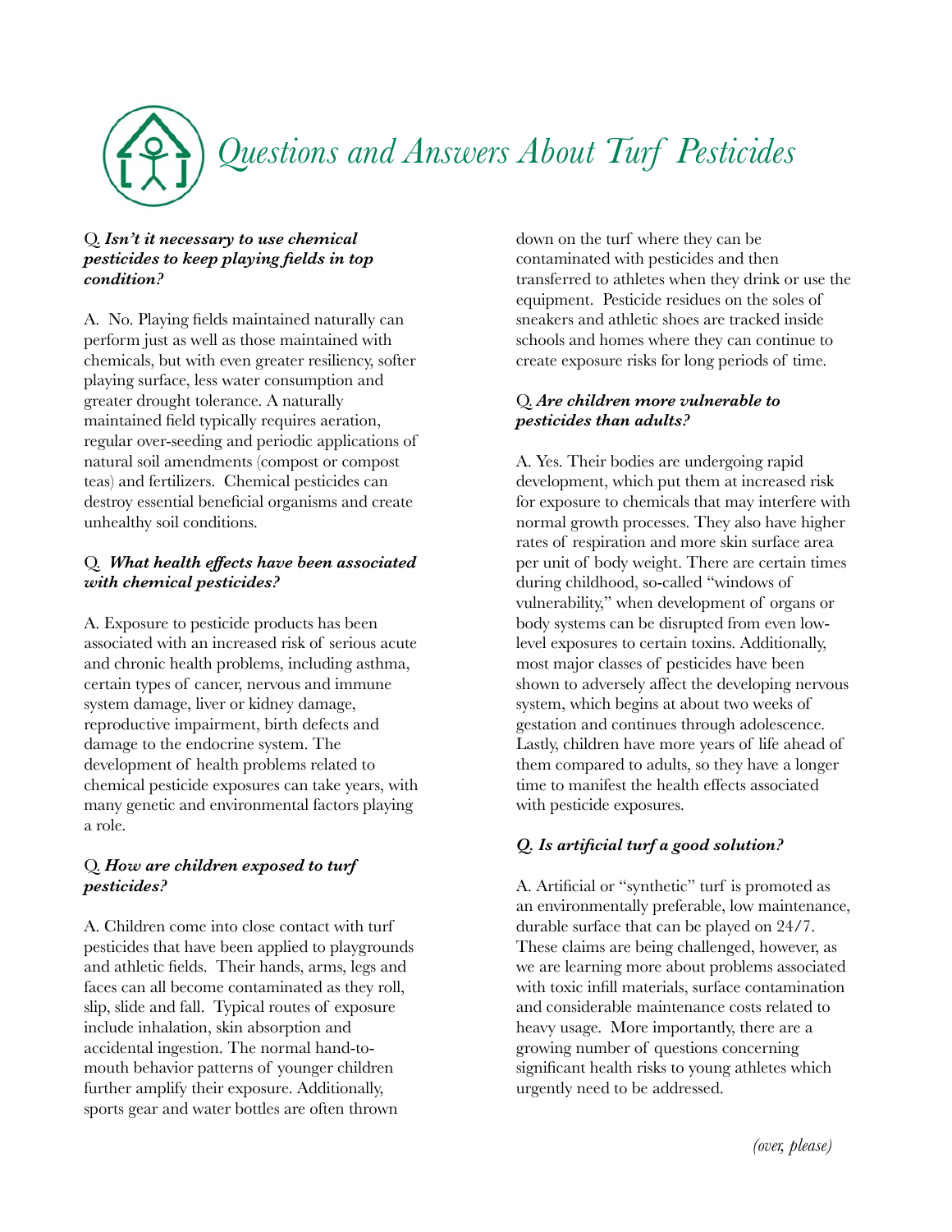# Questions and Answers About Turf Pesticides

Q. ***Isn't it necessary to use chemical pesticides to keep playing fields in top condition?***

A. No. Playing fields maintained naturally can perform just as well as those maintained with chemicals, but with even greater resiliency, softer playing surface, less water consumption and greater drought tolerance. A naturally maintained field typically requires aeration, regular over-seeding and periodic applications of natural soil amendments (compost or compost teas) and fertilizers. Chemical pesticides can destroy essential beneficial organisms and create unhealthy soil conditions.

Q. ***What health effects have been associated with chemical pesticides?***

A. Exposure to pesticide products has been associated with an increased risk of serious acute and chronic health problems, including asthma, certain types of cancer, nervous and immune system damage, liver or kidney damage, reproductive impairment, birth defects and damage to the endocrine system. The development of health problems related to chemical pesticide exposures can take years, with many genetic and environmental factors playing a role.

Q. ***How are children exposed to turf pesticides?***

A. Children come into close contact with turf pesticides that have been applied to playgrounds and athletic fields. Their hands, arms, legs and faces can all become contaminated as they roll, slip, slide and fall. Typical routes of exposure include inhalation, skin absorption and accidental ingestion. The normal hand-to-mouth behavior patterns of younger children further amplify their exposure. Additionally, sports gear and water bottles are often thrown down on the turf where they can be contaminated with pesticides and then transferred to athletes when they drink or use the equipment. Pesticide residues on the soles of sneakers and athletic shoes are tracked inside schools and homes where they can continue to create exposure risks for long periods of time.

Q. ***Are children more vulnerable to pesticides than adults?***

A. Yes. Their bodies are undergoing rapid development, which put them at increased risk for exposure to chemicals that may interfere with normal growth processes. They also have higher rates of respiration and more skin surface area per unit of body weight. There are certain times during childhood, so-called "windows of vulnerability," when development of organs or body systems can be disrupted from even low-level exposures to certain toxins. Additionally, most major classes of pesticides have been shown to adversely affect the developing nervous system, which begins at about two weeks of gestation and continues through adolescence. Lastly, children have more years of life ahead of them compared to adults, so they have a longer time to manifest the health effects associated with pesticide exposures.

***Q. Is artificial turf a good solution?***

A. Artificial or "synthetic" turf is promoted as an environmentally preferable, low maintenance, durable surface that can be played on 24/7. These claims are being challenged, however, as we are learning more about problems associated with toxic infill materials, surface contamination and considerable maintenance costs related to heavy usage. More importantly, there are a growing number of questions concerning significant health risks to young athletes which urgently need to be addressed.

*(over, please)*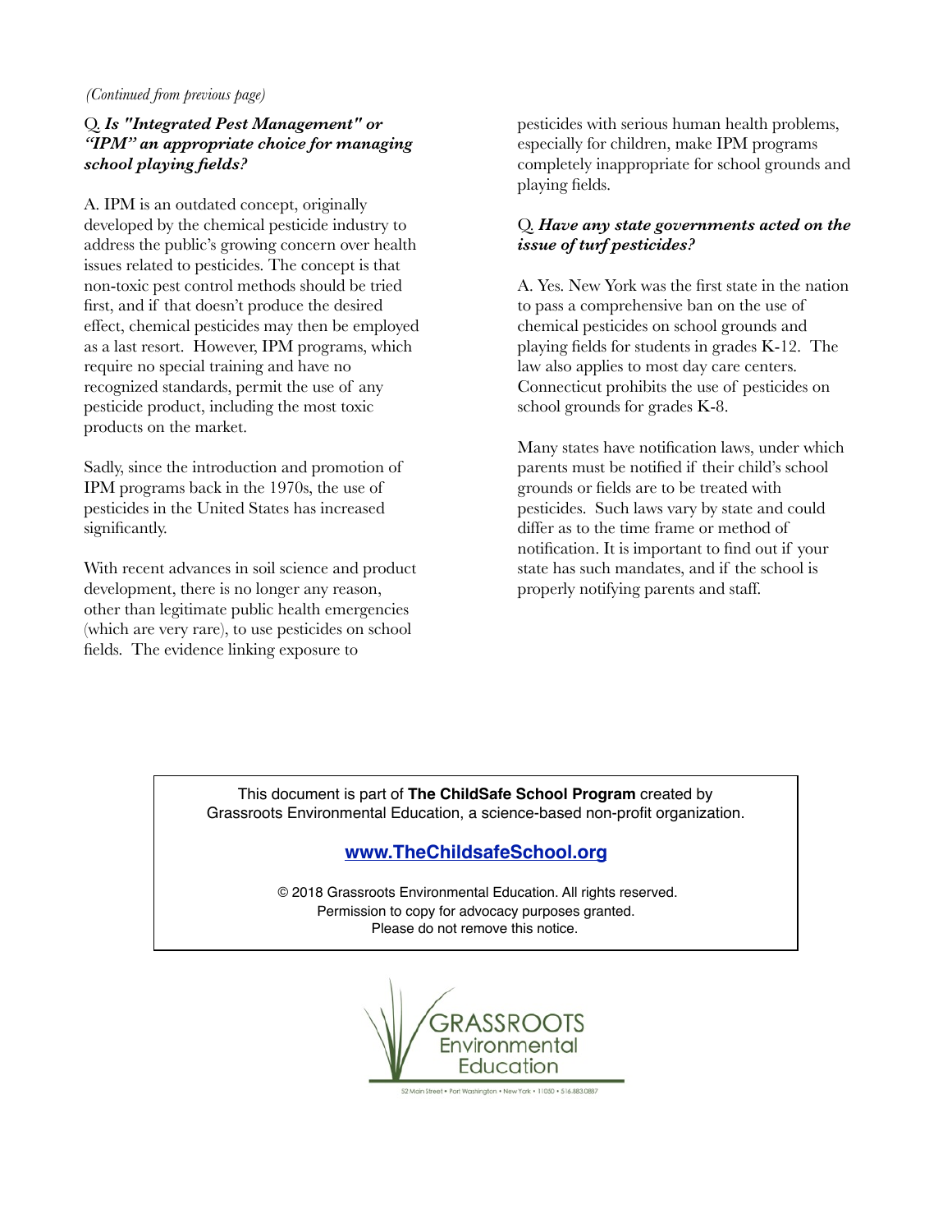*(Continued from previous page)*

**Q. *Is "Integrated Pest Management" or "IPM" an appropriate choice for managing school playing fields?***

A. IPM is an outdated concept, originally developed by the chemical pesticide industry to address the public's growing concern over health issues related to pesticides. The concept is that non-toxic pest control methods should be tried first, and if that doesn't produce the desired effect, chemical pesticides may then be employed as a last resort. However, IPM programs, which require no special training and have no recognized standards, permit the use of any pesticide product, including the most toxic products on the market.

Sadly, since the introduction and promotion of IPM programs back in the 1970s, the use of pesticides in the United States has increased significantly.

With recent advances in soil science and product development, there is no longer any reason, other than legitimate public health emergencies (which are very rare), to use pesticides on school fields. The evidence linking exposure to pesticides with serious human health problems, especially for children, make IPM programs completely inappropriate for school grounds and playing fields.

**Q. *Have any state governments acted on the issue of turf pesticides?***

A. Yes. New York was the first state in the nation to pass a comprehensive ban on the use of chemical pesticides on school grounds and playing fields for students in grades K-12. The law also applies to most day care centers. Connecticut prohibits the use of pesticides on school grounds for grades K-8.

Many states have notification laws, under which parents must be notified if their child's school grounds or fields are to be treated with pesticides. Such laws vary by state and could differ as to the time frame or method of notification. It is important to find out if your state has such mandates, and if the school is properly notifying parents and staff.

This document is part of **The ChildSafe School Program** created by Grassroots Environmental Education, a science-based non-profit organization.

**www.TheChildsafeSchool.org**

© 2018 Grassroots Environmental Education. All rights reserved.
Permission to copy for advocacy purposes granted.
Please do not remove this notice.

GRASSROOTS Environmental Education

52 Main Street • Port Washington • New York • 11050 • 516.883.0887